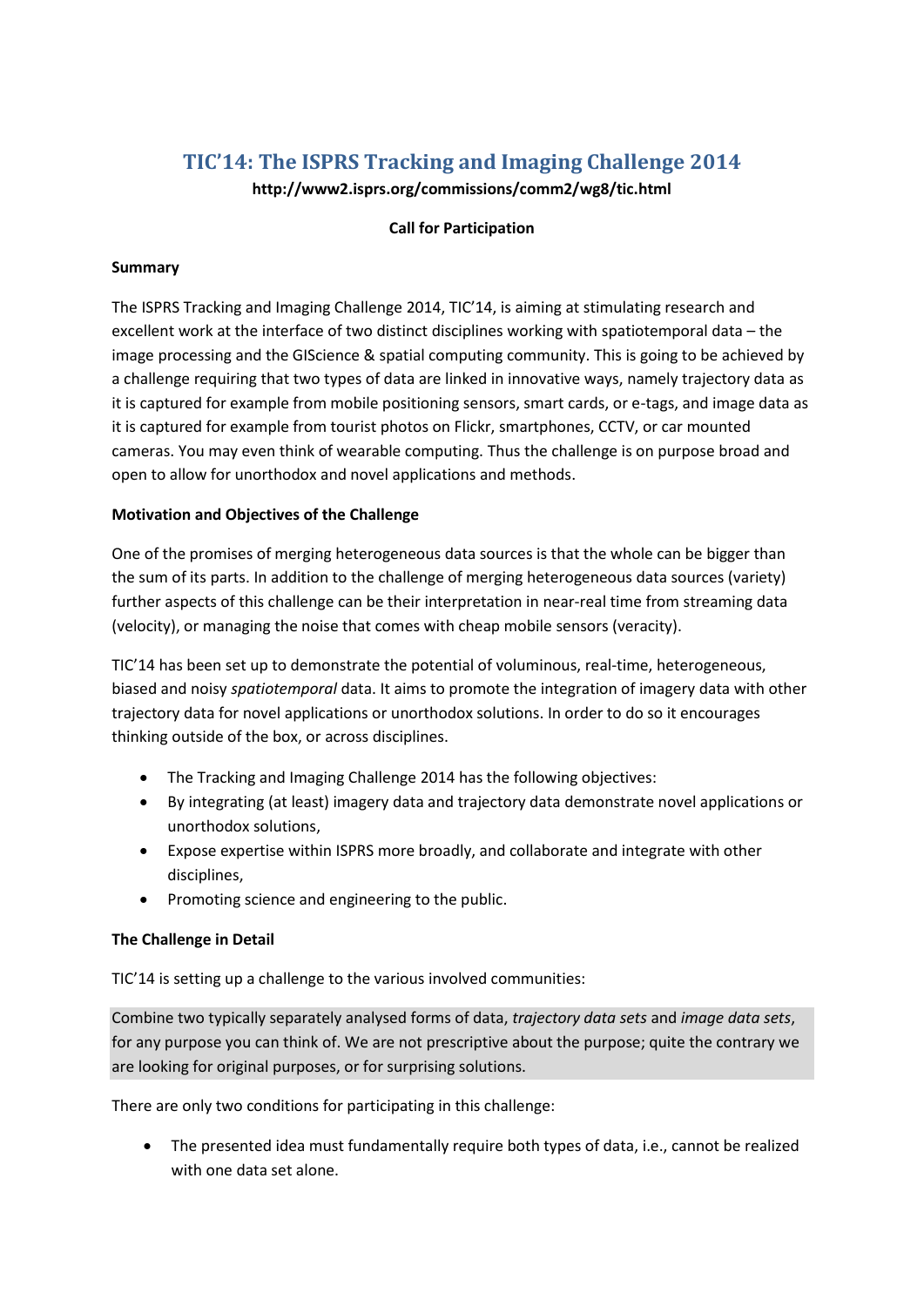# TIC'14: The ISPRS Tracking and Imaging Challenge 2014

**http://www2.isprs.org/commissions/comm2/wg8/tic.html**

**Call for Participation**

**Summary**

The ISPRS Tracking and Imaging Challenge 2014, TIC'14, is aiming at stimulating research and excellent work at the interface of two distinct disciplines working with spatiotemporal data – the image processing and the GIScience & spatial computing community. This is going to be achieved by a challenge requiring that two types of data are linked in innovative ways, namely trajectory data as it is captured for example from mobile positioning sensors, smart cards, or e-tags, and image data as it is captured for example from tourist photos on Flickr, smartphones, CCTV, or car mounted cameras. You may even think of wearable computing. Thus the challenge is on purpose broad and open to allow for unorthodox and novel applications and methods.

**Motivation and Objectives of the Challenge**

One of the promises of merging heterogeneous data sources is that the whole can be bigger than the sum of its parts. In addition to the challenge of merging heterogeneous data sources (variety) further aspects of this challenge can be their interpretation in near-real time from streaming data (velocity), or managing the noise that comes with cheap mobile sensors (veracity).

TIC'14 has been set up to demonstrate the potential of voluminous, real-time, heterogeneous, biased and noisy *spatiotemporal* data. It aims to promote the integration of imagery data with other trajectory data for novel applications or unorthodox solutions. In order to do so it encourages thinking outside of the box, or across disciplines.

- The Tracking and Imaging Challenge 2014 has the following objectives:
- By integrating (at least) imagery data and trajectory data demonstrate novel applications or unorthodox solutions,
- Expose expertise within ISPRS more broadly, and collaborate and integrate with other disciplines,
- Promoting science and engineering to the public.

**The Challenge in Detail**

TIC'14 is setting up a challenge to the various involved communities:

Combine two typically separately analysed forms of data, *trajectory data sets* and *image data sets*, for any purpose you can think of. We are not prescriptive about the purpose; quite the contrary we are looking for original purposes, or for surprising solutions.

There are only two conditions for participating in this challenge:

- The presented idea must fundamentally require both types of data, i.e., cannot be realized with one data set alone.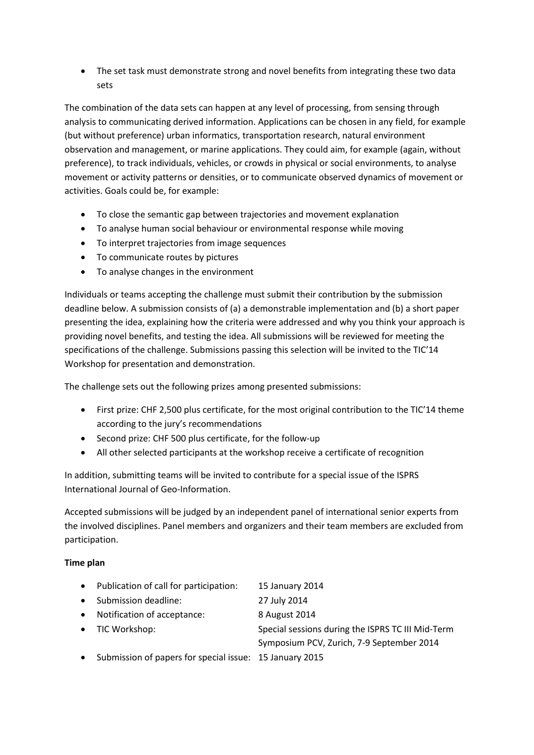- The set task must demonstrate strong and novel benefits from integrating these two data sets

The combination of the data sets can happen at any level of processing, from sensing through analysis to communicating derived information. Applications can be chosen in any field, for example (but without preference) urban informatics, transportation research, natural environment observation and management, or marine applications. They could aim, for example (again, without preference), to track individuals, vehicles, or crowds in physical or social environments, to analyse movement or activity patterns or densities, or to communicate observed dynamics of movement or activities. Goals could be, for example:

- To close the semantic gap between trajectories and movement explanation
- To analyse human social behaviour or environmental response while moving
- To interpret trajectories from image sequences
- To communicate routes by pictures
- To analyse changes in the environment

Individuals or teams accepting the challenge must submit their contribution by the submission deadline below. A submission consists of (a) a demonstrable implementation and (b) a short paper presenting the idea, explaining how the criteria were addressed and why you think your approach is providing novel benefits, and testing the idea. All submissions will be reviewed for meeting the specifications of the challenge. Submissions passing this selection will be invited to the TIC'14 Workshop for presentation and demonstration.

The challenge sets out the following prizes among presented submissions:

- First prize: CHF 2,500 plus certificate, for the most original contribution to the TIC'14 theme according to the jury's recommendations
- Second prize: CHF 500 plus certificate, for the follow-up
- All other selected participants at the workshop receive a certificate of recognition

In addition, submitting teams will be invited to contribute for a special issue of the ISPRS International Journal of Geo-Information.

Accepted submissions will be judged by an independent panel of international senior experts from the involved disciplines. Panel members and organizers and their team members are excluded from participation.

**Time plan**

- Publication of call for participation: 15 January 2014
- Submission deadline: 27 July 2014
- Notification of acceptance: 8 August 2014
- TIC Workshop: Special sessions during the ISPRS TC III Mid-Term Symposium PCV, Zurich, 7-9 September 2014
- Submission of papers for special issue: 15 January 2015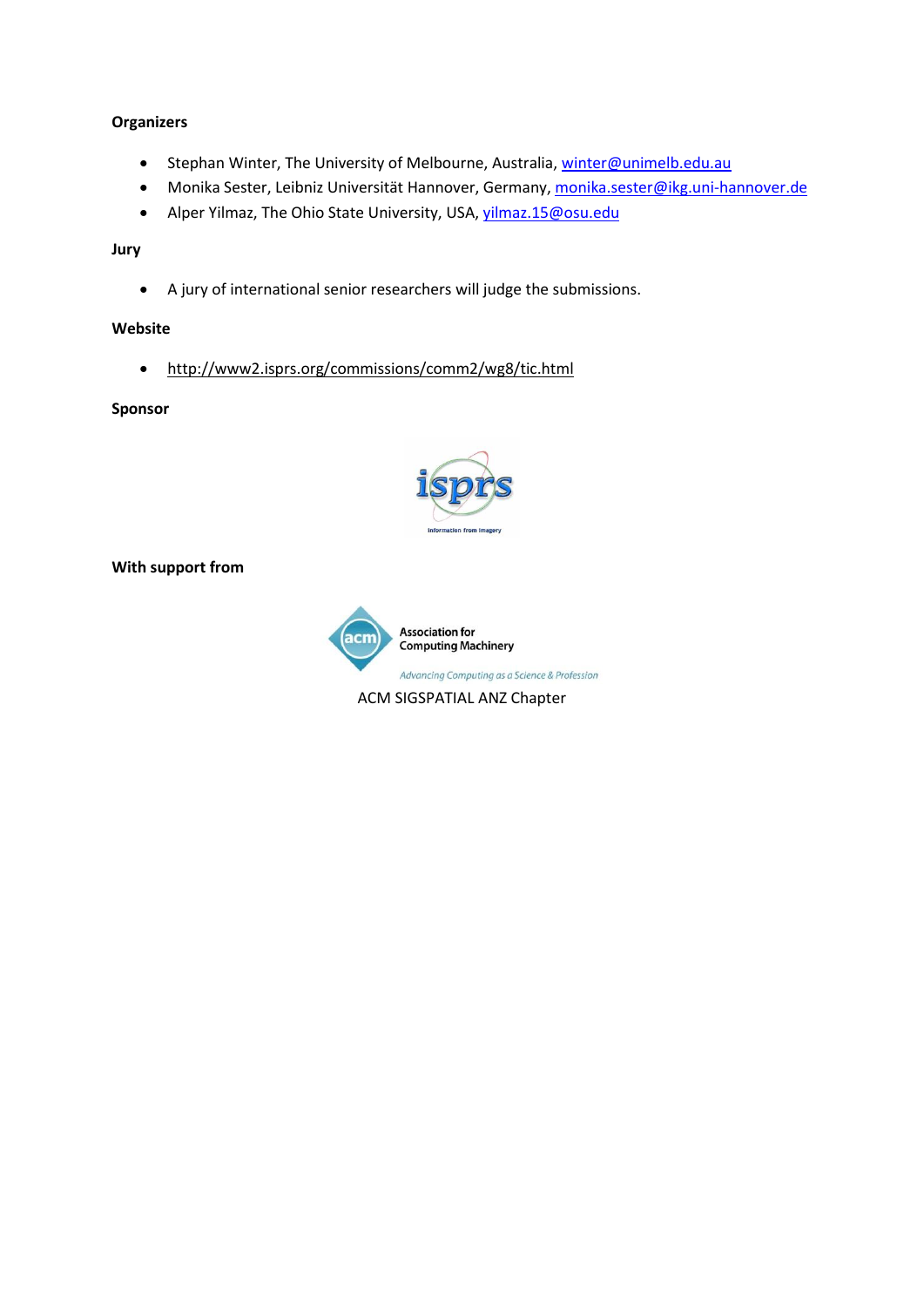**Organizers**

- Stephan Winter, The University of Melbourne, Australia, winter@unimelb.edu.au
- Monika Sester, Leibniz Universität Hannover, Germany, monika.sester@ikg.uni-hannover.de
- Alper Yilmaz, The Ohio State University, USA, yilmaz.15@osu.edu

**Jury**

- A jury of international senior researchers will judge the submissions.

**Website**

- http://www2.isprs.org/commissions/comm2/wg8/tic.html

**Sponsor**

isprs

Information from Imagery

**With support from**

Association for Computing Machinery

Advancing Computing as a Science & Profession

ACM SIGSPATIAL ANZ Chapter